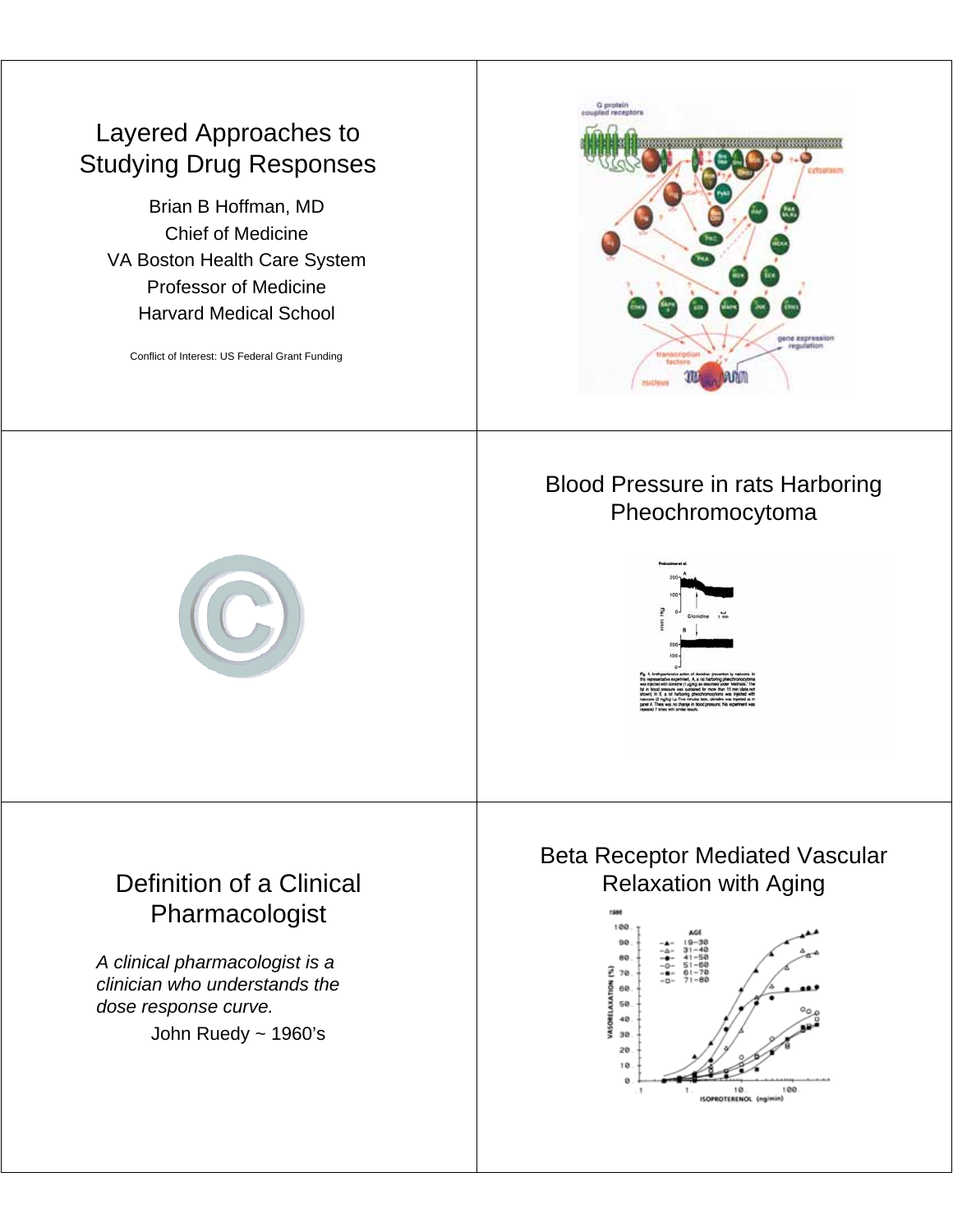# Layered Approaches to Studying Drug Responses

Brian B Hoffman, MD
Chief of Medicine
VA Boston Health Care System
Professor of Medicine
Harvard Medical School

Conflict of Interest: US Federal Grant Funding

---

## Blood Pressure in rats Harboring Pheochromocytoma

---

## Definition of a Clinical Pharmacologist

*A clinical pharmacologist is a clinician who understands the dose response curve.*

John Ruedy ~ 1960's

---

## Beta Receptor Mediated Vascular Relaxation with Aging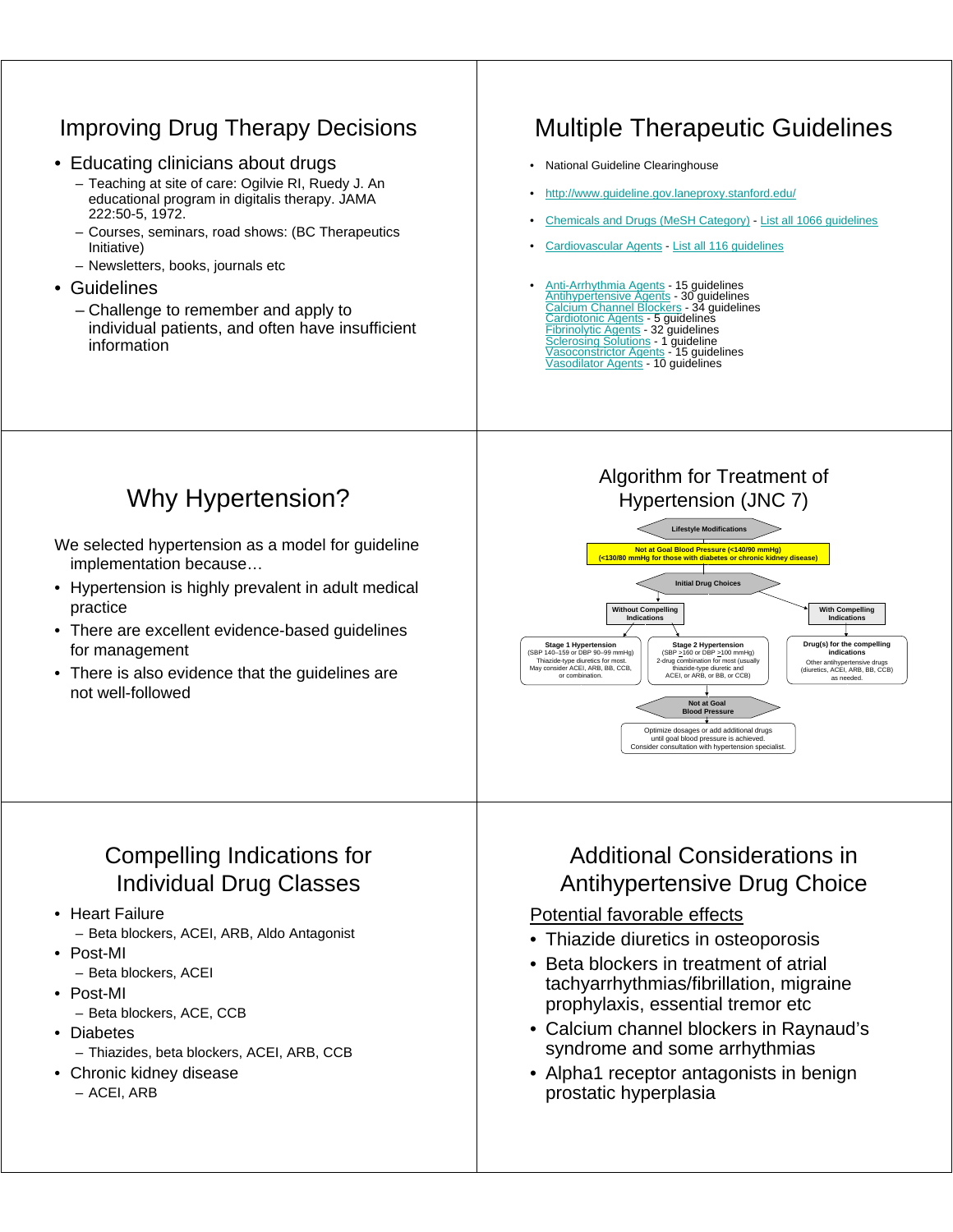## Improving Drug Therapy Decisions

- Educating clinicians about drugs
  - Teaching at site of care: Ogilvie RI, Ruedy J. An educational program in digitalis therapy. JAMA 222:50-5, 1972.
  - Courses, seminars, road shows: (BC Therapeutics Initiative)
  - Newsletters, books, journals etc
- Guidelines
  - Challenge to remember and apply to individual patients, and often have insufficient information

## Multiple Therapeutic Guidelines

- National Guideline Clearinghouse
- http://www.guideline.gov.laneproxy.stanford.edu/
- Chemicals and Drugs (MeSH Category) - List all 1066 guidelines
- Cardiovascular Agents - List all 116 guidelines
- Anti-Arrhythmia Agents - 15 guidelines
  Antihypertensive Agents - 30 guidelines
  Calcium Channel Blockers - 34 guidelines
  Cardiotonic Agents - 5 guidelines
  Fibrinolytic Agents - 32 guidelines
  Sclerosing Solutions - 1 guideline
  Vasoconstrictor Agents - 15 guidelines
  Vasodilator Agents - 10 guidelines

## Why Hypertension?

We selected hypertension as a model for guideline implementation because…

- Hypertension is highly prevalent in adult medical practice
- There are excellent evidence-based guidelines for management
- There is also evidence that the guidelines are not well-followed

## Algorithm for Treatment of Hypertension (JNC 7)

**Lifestyle Modifications**

↓

**Not at Goal Blood Pressure (<140/90 mmHg)**
**(<130/80 mmHg for those with diabetes or chronic kidney disease)**

↓

**Initial Drug Choices**

- **Without Compelling Indications**
  - **Stage 1 Hypertension** (SBP 140–159 or DBP 90–99 mmHg) Thiazide-type diuretics for most. May consider ACEI, ARB, BB, CCB, or combination.
  - **Stage 2 Hypertension** (SBP ≥160 or DBP ≥100 mmHg) 2-drug combination for most (usually thiazide-type diuretic and ACEI, or ARB, or BB, or CCB)
- **With Compelling Indications**
  - **Drug(s) for the compelling indications** Other antihypertensive drugs (diuretics, ACEI, ARB, BB, CCB) as needed.

↓

**Not at Goal Blood Pressure**

↓

Optimize dosages or add additional drugs until goal blood pressure is achieved. Consider consultation with hypertension specialist.

## Compelling Indications for Individual Drug Classes

- Heart Failure
  - Beta blockers, ACEI, ARB, Aldo Antagonist
- Post-MI
  - Beta blockers, ACEI
- Post-MI
  - Beta blockers, ACE, CCB
- Diabetes
  - Thiazides, beta blockers, ACEI, ARB, CCB
- Chronic kidney disease
  - ACEI, ARB

## Additional Considerations in Antihypertensive Drug Choice

Potential favorable effects

- Thiazide diuretics in osteoporosis
- Beta blockers in treatment of atrial tachyarrhythmias/fibrillation, migraine prophylaxis, essential tremor etc
- Calcium channel blockers in Raynaud's syndrome and some arrhythmias
- Alpha1 receptor antagonists in benign prostatic hyperplasia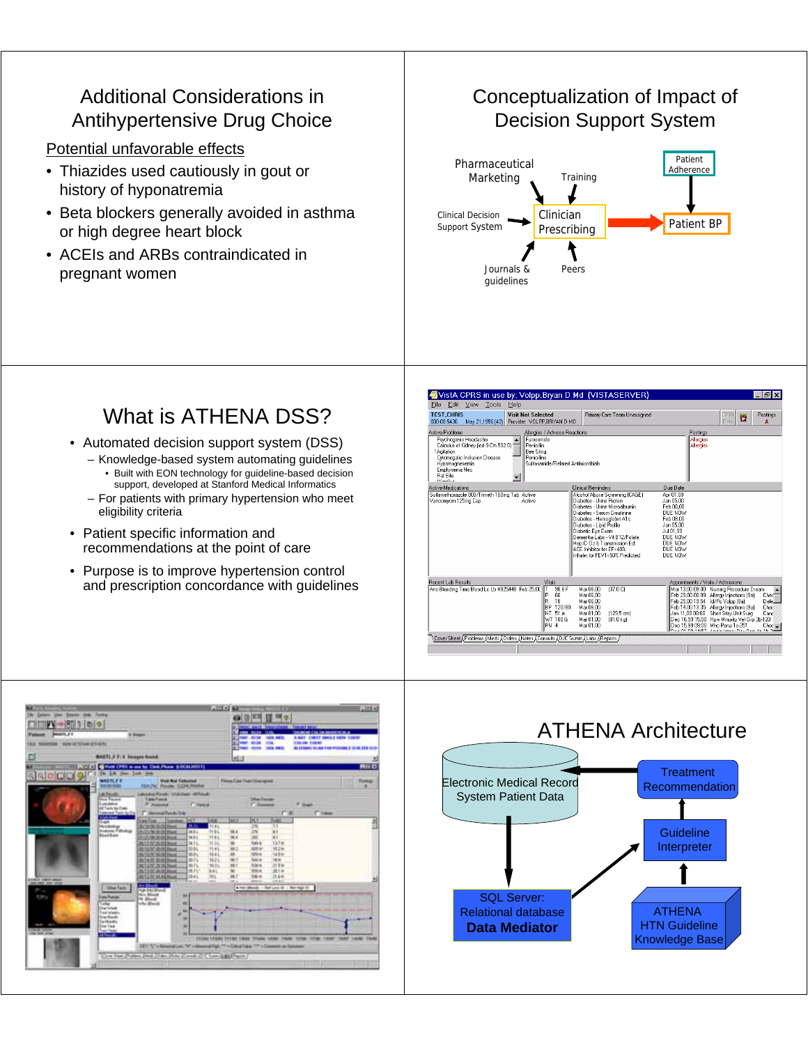## Additional Considerations in Antihypertensive Drug Choice

Potential unfavorable effects

- Thiazides used cautiously in gout or history of hyponatremia
- Beta blockers generally avoided in asthma or high degree heart block
- ACEIs and ARBs contraindicated in pregnant women

## Conceptualization of Impact of Decision Support System

Pharmaceutical Marketing

Training

Patient Adherence

Clinical Decision Support System

Clinician Prescribing

Patient BP

Journals & guidelines

Peers

## What is ATHENA DSS?

- Automated decision support system (DSS)
  - Knowledge-based system automating guidelines
    - Built with EON technology for guideline-based decision support, developed at Stanford Medical Informatics
  - For patients with primary hypertension who meet eligibility criteria
- Patient specific information and recommendations at the point of care
- Purpose is to improve hypertension control and prescription concordance with guidelines

## ATHENA Architecture

Electronic Medical Record System Patient Data

Treatment Recommendation

Guideline Interpreter

SQL Server: Relational database **Data Mediator**

ATHENA HTN Guideline Knowledge Base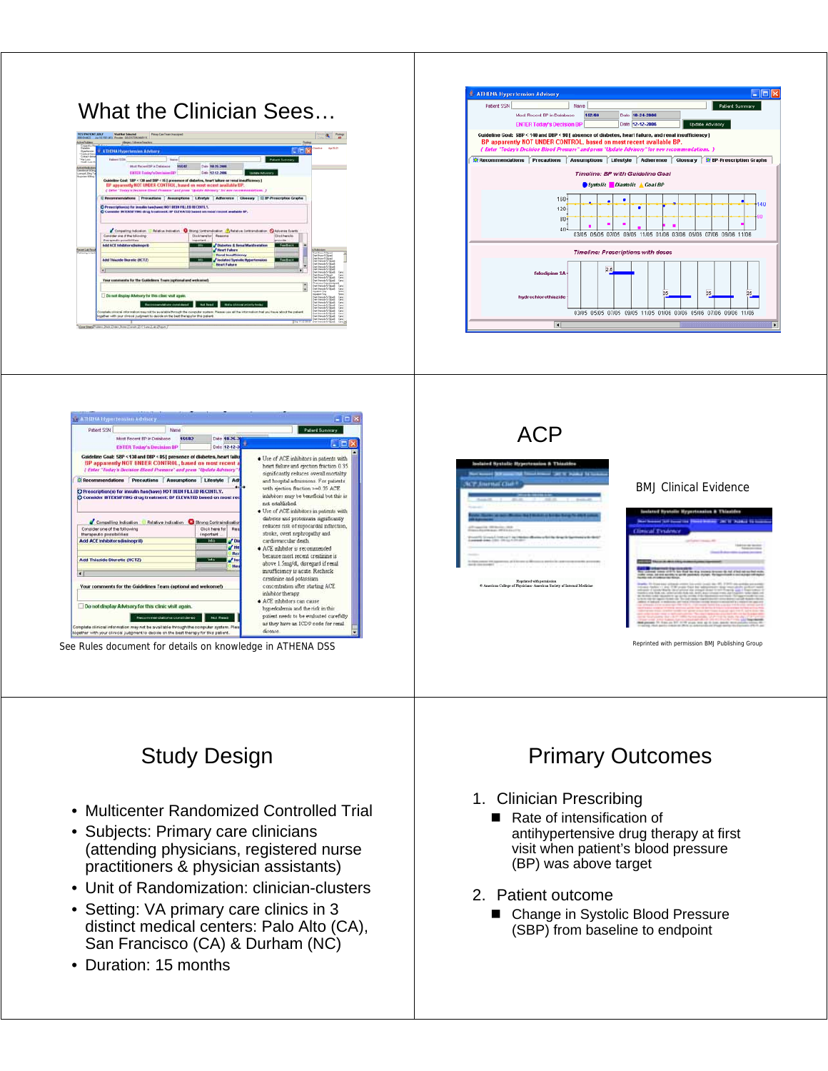## What the Clinician Sees…

See Rules document for details on knowledge in ATHENA DSS

## ACP

BMJ Clinical Evidence

Reprinted with permission © American College of Physicians-American Society of Internal Medicine

Reprinted with permission BMJ Publishing Group

## Study Design

- Multicenter Randomized Controlled Trial
- Subjects: Primary care clinicians (attending physicians, registered nurse practitioners & physician assistants)
- Unit of Randomization: clinician-clusters
- Setting: VA primary care clinics in 3 distinct medical centers: Palo Alto (CA), San Francisco (CA) & Durham (NC)
- Duration: 15 months

## Primary Outcomes

1. Clinician Prescribing
   - Rate of intensification of antihypertensive drug therapy at first visit when patient's blood pressure (BP) was above target
2. Patient outcome
   - Change in Systolic Blood Pressure (SBP) from baseline to endpoint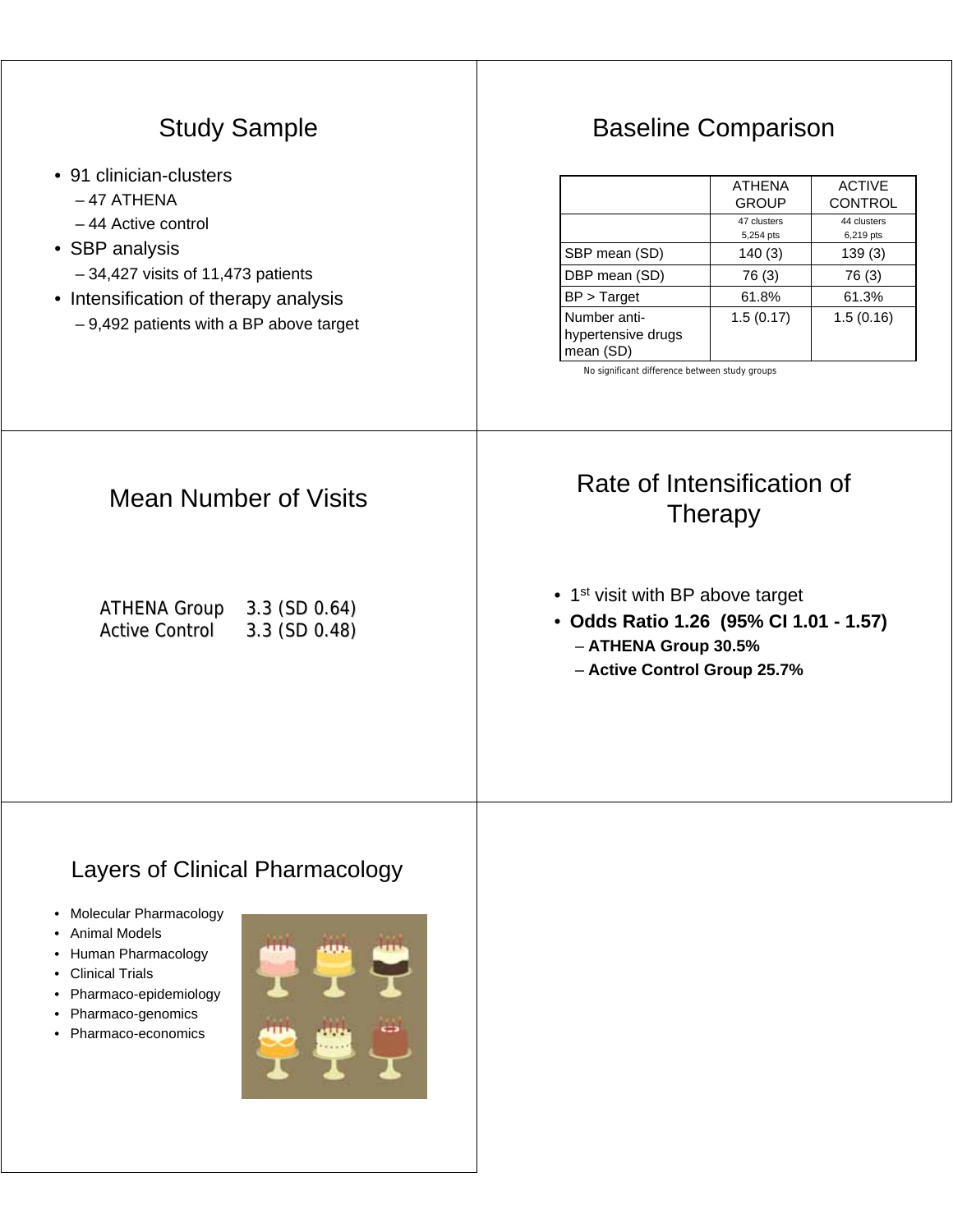## Study Sample

- 91 clinician-clusters
  - 47 ATHENA
  - 44 Active control
- SBP analysis
  - 34,427 visits of 11,473 patients
- Intensification of therapy analysis
  - 9,492 patients with a BP above target

## Baseline Comparison

| | ATHENA GROUP | ACTIVE CONTROL |
|---|---|---|
| | 47 clusters 5,254 pts | 44 clusters 6,219 pts |
| SBP mean (SD) | 140 (3) | 139 (3) |
| DBP mean (SD) | 76 (3) | 76 (3) |
| BP > Target | 61.8% | 61.3% |
| Number anti-hypertensive drugs mean (SD) | 1.5 (0.17) | 1.5 (0.16) |

No significant difference between study groups

## Mean Number of Visits

ATHENA Group 3.3 (SD 0.64)
Active Control 3.3 (SD 0.48)

## Rate of Intensification of Therapy

- 1st visit with BP above target
- **Odds Ratio 1.26 (95% CI 1.01 - 1.57)**
  - **ATHENA Group 30.5%**
  - **Active Control Group 25.7%**

## Layers of Clinical Pharmacology

- Molecular Pharmacology
- Animal Models
- Human Pharmacology
- Clinical Trials
- Pharmaco-epidemiology
- Pharmaco-genomics
- Pharmaco-economics